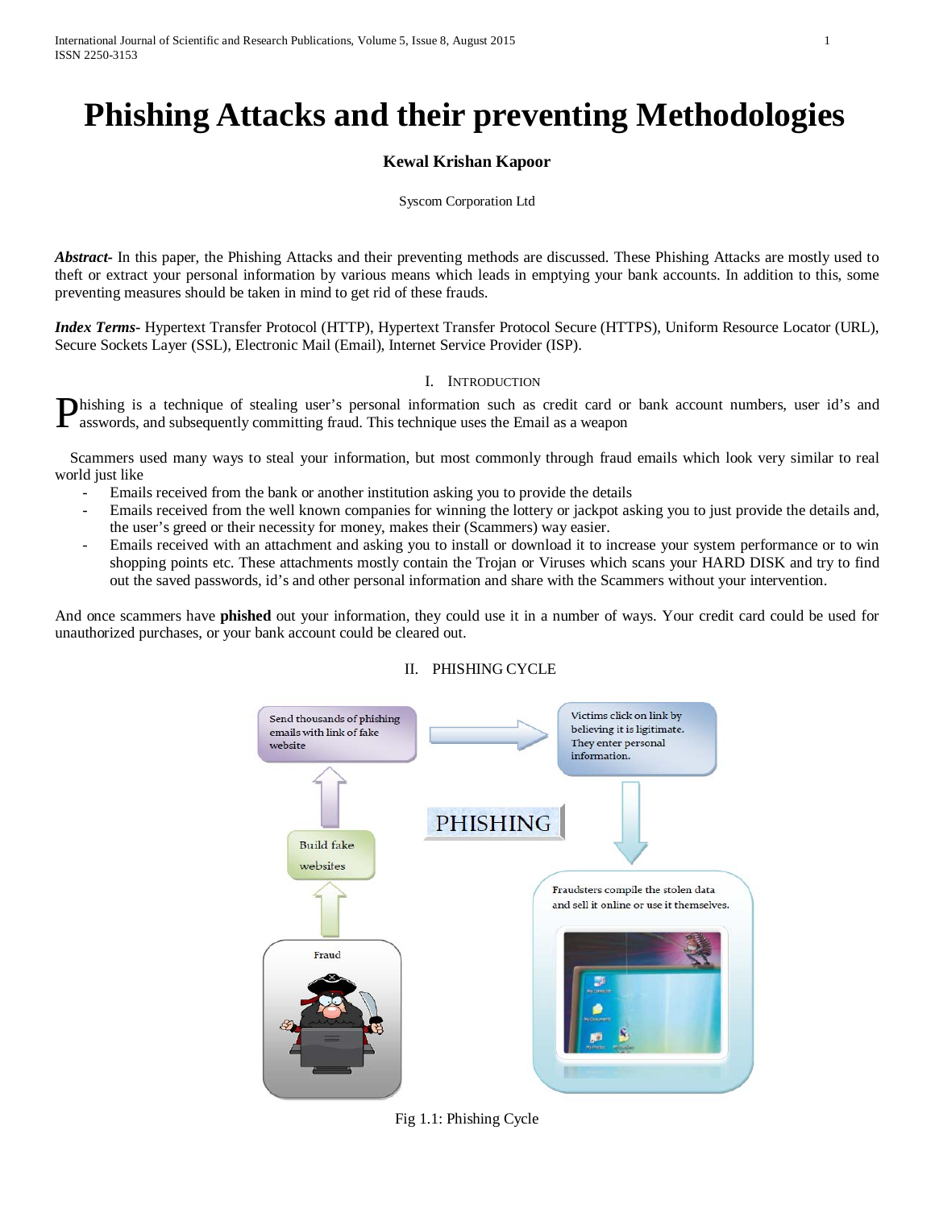# Phishing Attacks and their preventing Methodologies

**Kewal Krishan Kapoor**

Syscom Corporation Ltd

***Abstract-*** In this paper, the Phishing Attacks and their preventing methods are discussed. These Phishing Attacks are mostly used to theft or extract your personal information by various means which leads in emptying your bank accounts. In addition to this, some preventing measures should be taken in mind to get rid of these frauds.

***Index Terms-*** Hypertext Transfer Protocol (HTTP), Hypertext Transfer Protocol Secure (HTTPS), Uniform Resource Locator (URL), Secure Sockets Layer (SSL), Electronic Mail (Email), Internet Service Provider (ISP).

## I. Introduction

Phishing is a technique of stealing user's personal information such as credit card or bank account numbers, user id's and asswords, and subsequently committing fraud. This technique uses the Email as a weapon

Scammers used many ways to steal your information, but most commonly through fraud emails which look very similar to real world just like

- Emails received from the bank or another institution asking you to provide the details
- Emails received from the well known companies for winning the lottery or jackpot asking you to just provide the details and, the user's greed or their necessity for money, makes their (Scammers) way easier.
- Emails received with an attachment and asking you to install or download it to increase your system performance or to win shopping points etc. These attachments mostly contain the Trojan or Viruses which scans your HARD DISK and try to find out the saved passwords, id's and other personal information and share with the Scammers without your intervention.

And once scammers have **phished** out your information, they could use it in a number of ways. Your credit card could be used for unauthorized purchases, or your bank account could be cleared out.

## II. PHISHING CYCLE

Fig 1.1: Phishing Cycle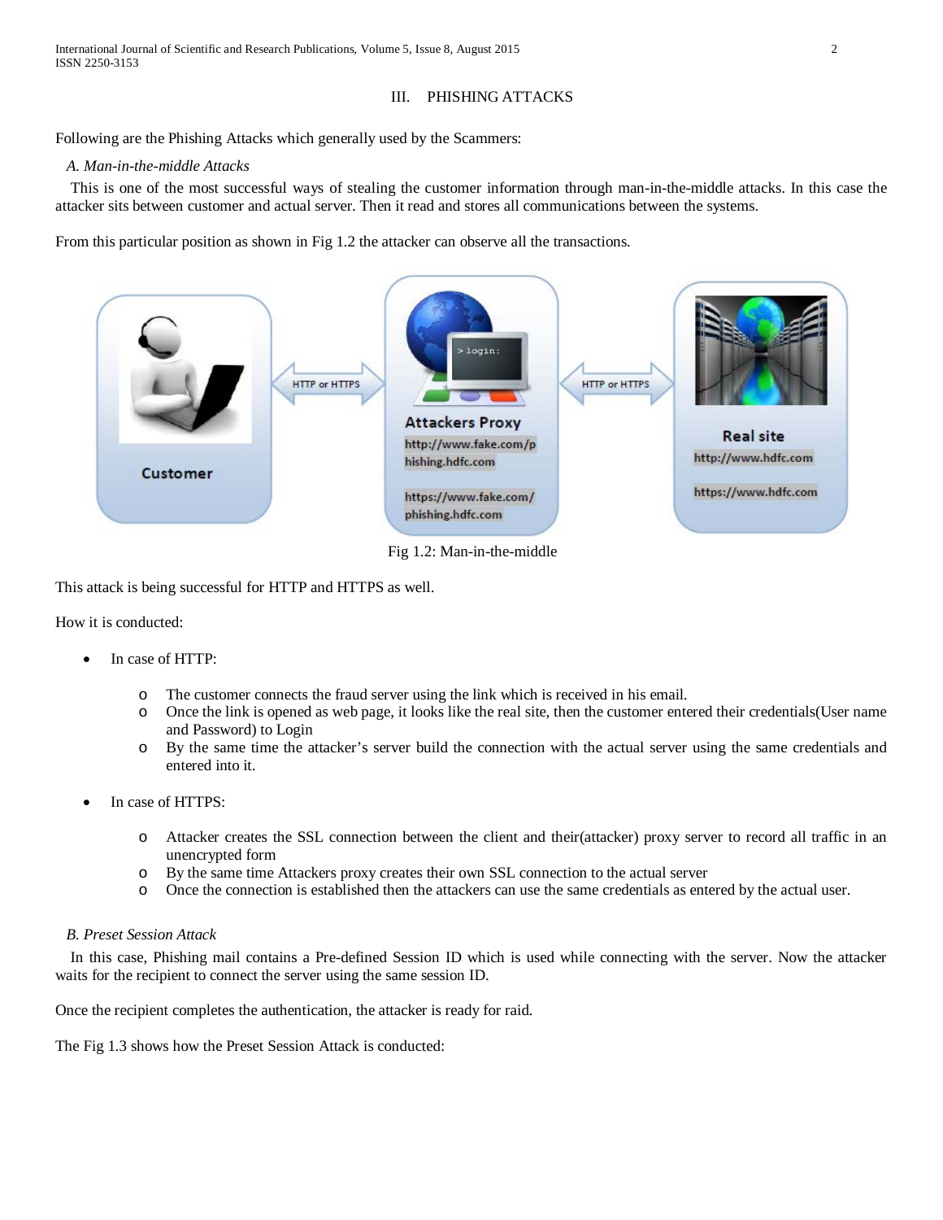## III. PHISHING ATTACKS

Following are the Phishing Attacks which generally used by the Scammers:

### *A. Man-in-the-middle Attacks*

This is one of the most successful ways of stealing the customer information through man-in-the-middle attacks. In this case the attacker sits between customer and actual server. Then it read and stores all communications between the systems.

From this particular position as shown in Fig 1.2 the attacker can observe all the transactions.

Fig 1.2: Man-in-the-middle

This attack is being successful for HTTP and HTTPS as well.

How it is conducted:

- In case of HTTP:
  - The customer connects the fraud server using the link which is received in his email.
  - Once the link is opened as web page, it looks like the real site, then the customer entered their credentials(User name and Password) to Login
  - By the same time the attacker's server build the connection with the actual server using the same credentials and entered into it.
- In case of HTTPS:
  - Attacker creates the SSL connection between the client and their(attacker) proxy server to record all traffic in an unencrypted form
  - By the same time Attackers proxy creates their own SSL connection to the actual server
  - Once the connection is established then the attackers can use the same credentials as entered by the actual user.

### *B. Preset Session Attack*

In this case, Phishing mail contains a Pre-defined Session ID which is used while connecting with the server. Now the attacker waits for the recipient to connect the server using the same session ID.

Once the recipient completes the authentication, the attacker is ready for raid.

The Fig 1.3 shows how the Preset Session Attack is conducted: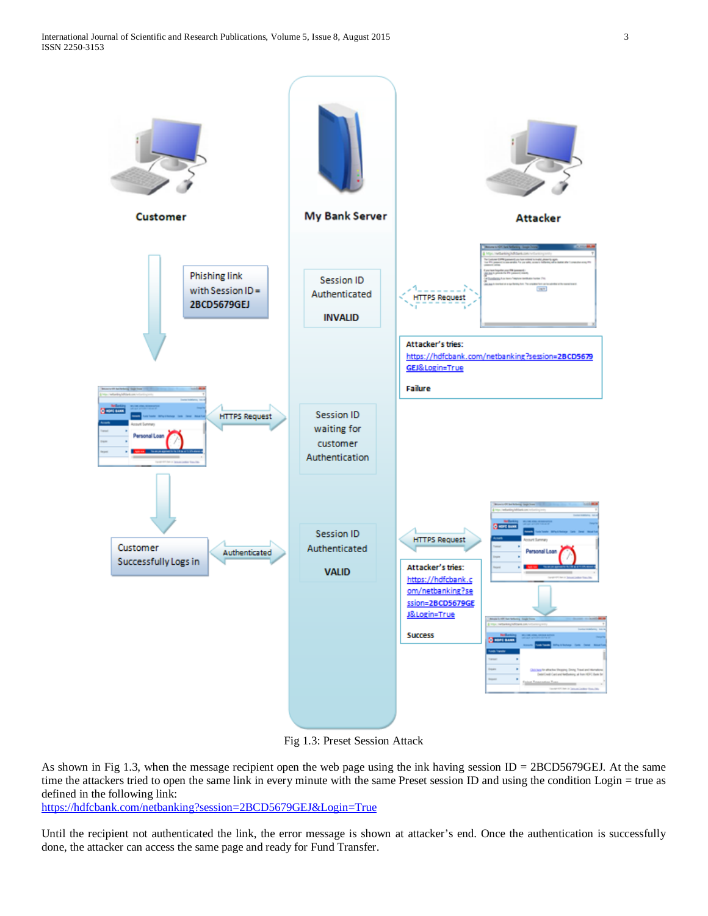Fig 1.3: Preset Session Attack

As shown in Fig 1.3, when the message recipient open the web page using the ink having session ID = 2BCD5679GEJ. At the same time the attackers tried to open the same link in every minute with the same Preset session ID and using the condition Login = true as defined in the following link:
https://hdfcbank.com/netbanking?session=2BCD5679GEJ&Login=True

Until the recipient not authenticated the link, the error message is shown at attacker's end. Once the authentication is successfully done, the attacker can access the same page and ready for Fund Transfer.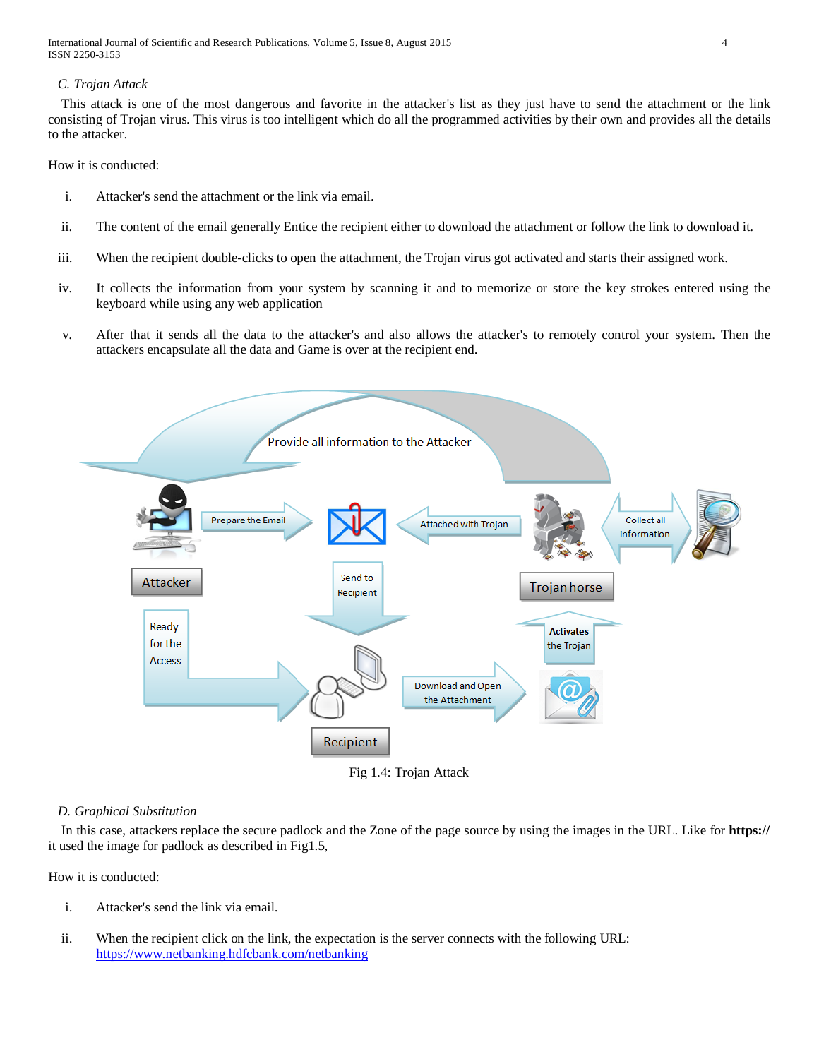### C. Trojan Attack

This attack is one of the most dangerous and favorite in the attacker's list as they just have to send the attachment or the link consisting of Trojan virus. This virus is too intelligent which do all the programmed activities by their own and provides all the details to the attacker.

How it is conducted:

i. Attacker's send the attachment or the link via email.

ii. The content of the email generally Entice the recipient either to download the attachment or follow the link to download it.

iii. When the recipient double-clicks to open the attachment, the Trojan virus got activated and starts their assigned work.

iv. It collects the information from your system by scanning it and to memorize or store the key strokes entered using the keyboard while using any web application

v. After that it sends all the data to the attacker's and also allows the attacker's to remotely control your system. Then the attackers encapsulate all the data and Game is over at the recipient end.

Fig 1.4: Trojan Attack

### D. Graphical Substitution

In this case, attackers replace the secure padlock and the Zone of the page source by using the images in the URL. Like for **https://** it used the image for padlock as described in Fig1.5,

How it is conducted:

i. Attacker's send the link via email.

ii. When the recipient click on the link, the expectation is the server connects with the following URL: https://www.netbanking.hdfcbank.com/netbanking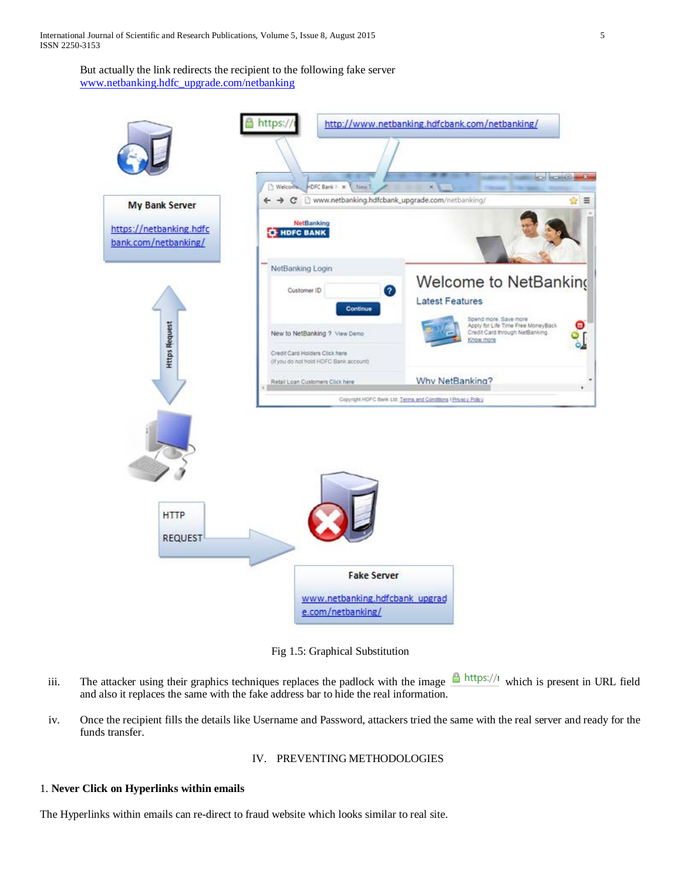But actually the link redirects the recipient to the following fake server
www.netbanking.hdfc_upgrade.com/netbanking

Fig 1.5: Graphical Substitution

iii. The attacker using their graphics techniques replaces the padlock with the image https:// which is present in URL field and also it replaces the same with the fake address bar to hide the real information.

iv. Once the recipient fills the details like Username and Password, attackers tried the same with the real server and ready for the funds transfer.

## IV. PREVENTING METHODOLOGIES

### 1. **Never Click on Hyperlinks within emails**

The Hyperlinks within emails can re-direct to fraud website which looks similar to real site.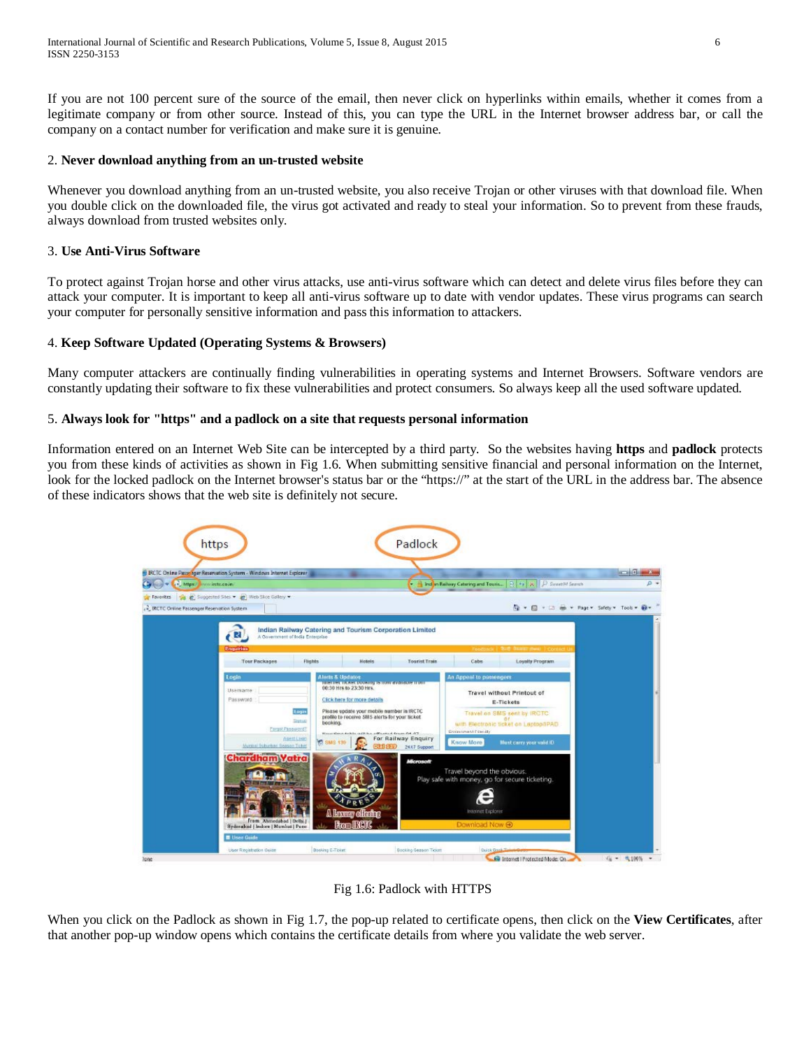If you are not 100 percent sure of the source of the email, then never click on hyperlinks within emails, whether it comes from a legitimate company or from other source. Instead of this, you can type the URL in the Internet browser address bar, or call the company on a contact number for verification and make sure it is genuine.

2. **Never download anything from an un-trusted website**

Whenever you download anything from an un-trusted website, you also receive Trojan or other viruses with that download file. When you double click on the downloaded file, the virus got activated and ready to steal your information. So to prevent from these frauds, always download from trusted websites only.

3. **Use Anti-Virus Software**

To protect against Trojan horse and other virus attacks, use anti-virus software which can detect and delete virus files before they can attack your computer. It is important to keep all anti-virus software up to date with vendor updates. These virus programs can search your computer for personally sensitive information and pass this information to attackers.

4. **Keep Software Updated (Operating Systems & Browsers)**

Many computer attackers are continually finding vulnerabilities in operating systems and Internet Browsers. Software vendors are constantly updating their software to fix these vulnerabilities and protect consumers. So always keep all the used software updated.

5. **Always look for "https" and a padlock on a site that requests personal information**

Information entered on an Internet Web Site can be intercepted by a third party. So the websites having **https** and **padlock** protects you from these kinds of activities as shown in Fig 1.6. When submitting sensitive financial and personal information on the Internet, look for the locked padlock on the Internet browser's status bar or the "https://" at the start of the URL in the address bar. The absence of these indicators shows that the web site is definitely not secure.

Fig 1.6: Padlock with HTTPS

When you click on the Padlock as shown in Fig 1.7, the pop-up related to certificate opens, then click on the **View Certificates**, after that another pop-up window opens which contains the certificate details from where you validate the web server.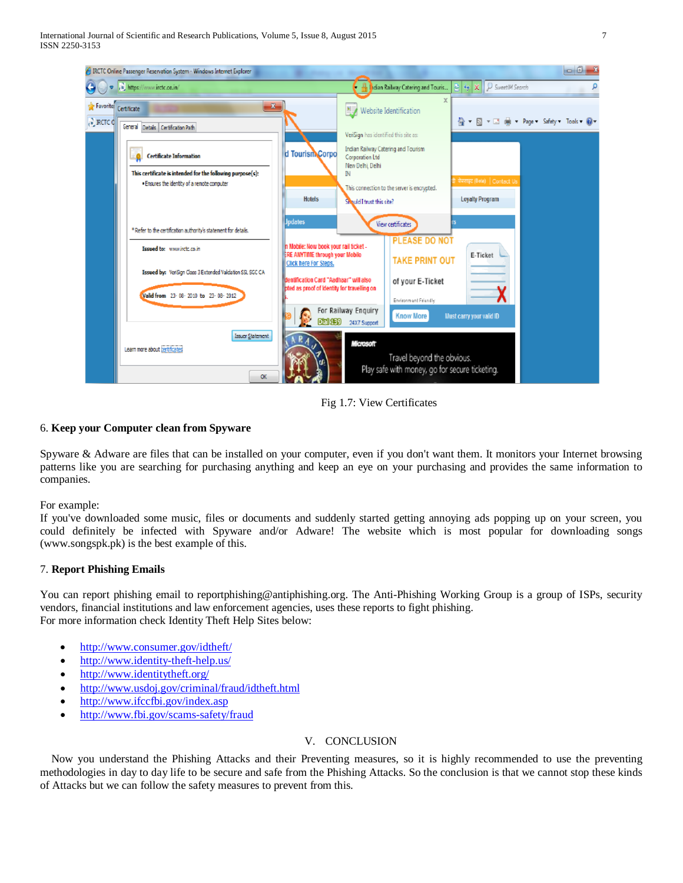Fig 1.7: View Certificates

6. **Keep your Computer clean from Spyware**

Spyware & Adware are files that can be installed on your computer, even if you don't want them. It monitors your Internet browsing patterns like you are searching for purchasing anything and keep an eye on your purchasing and provides the same information to companies.

For example:
If you've downloaded some music, files or documents and suddenly started getting annoying ads popping up on your screen, you could definitely be infected with Spyware and/or Adware! The website which is most popular for downloading songs (www.songspk.pk) is the best example of this.

7. **Report Phishing Emails**

You can report phishing email to reportphishing@antiphishing.org. The Anti-Phishing Working Group is a group of ISPs, security vendors, financial institutions and law enforcement agencies, uses these reports to fight phishing.
For more information check Identity Theft Help Sites below:

- http://www.consumer.gov/idtheft/
- http://www.identity-theft-help.us/
- http://www.identitytheft.org/
- http://www.usdoj.gov/criminal/fraud/idtheft.html
- http://www.ifccfbi.gov/index.asp
- http://www.fbi.gov/scams-safety/fraud

## V. CONCLUSION

Now you understand the Phishing Attacks and their Preventing measures, so it is highly recommended to use the preventing methodologies in day to day life to be secure and safe from the Phishing Attacks. So the conclusion is that we cannot stop these kinds of Attacks but we can follow the safety measures to prevent from this.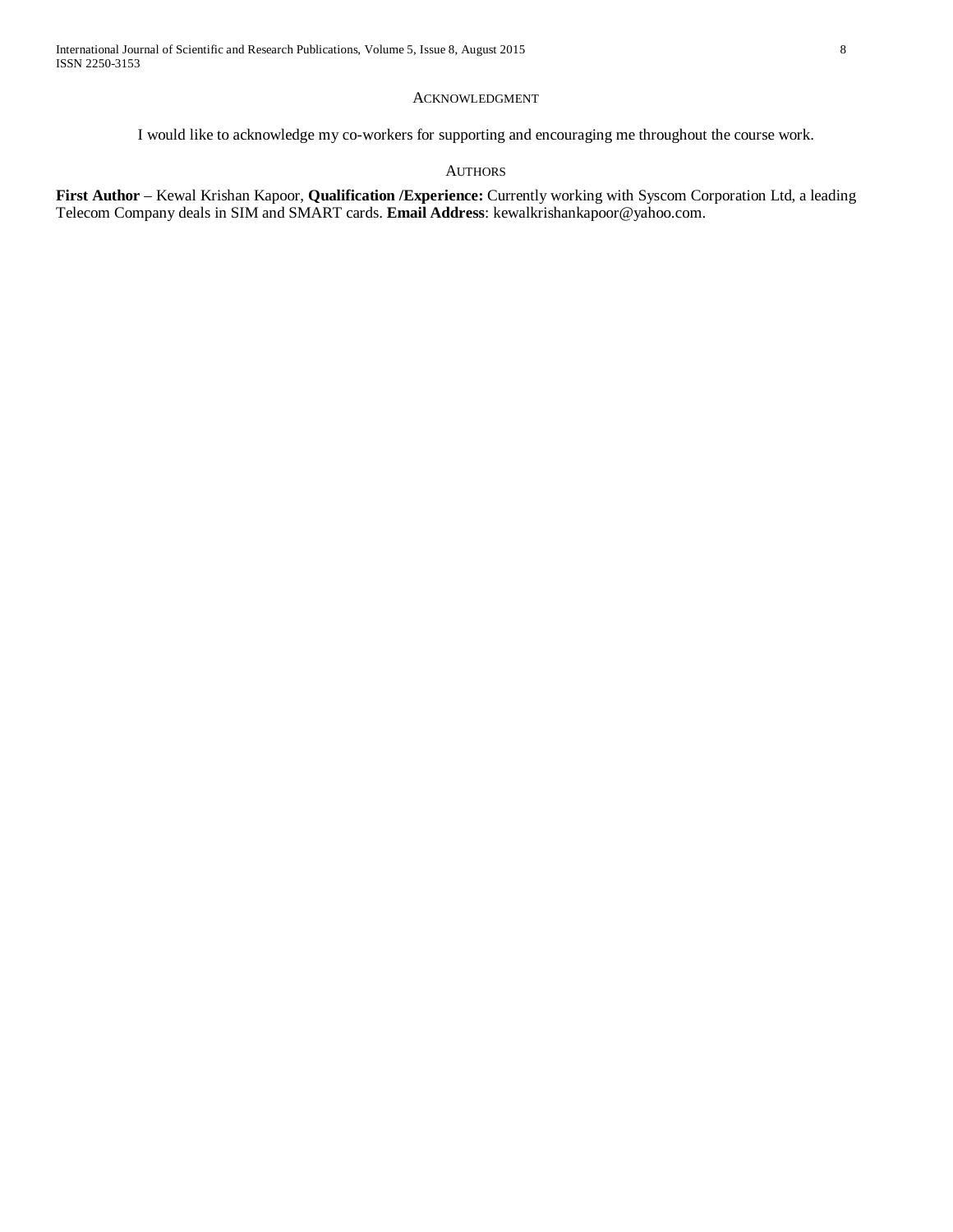## ACKNOWLEDGMENT

I would like to acknowledge my co-workers for supporting and encouraging me throughout the course work.

## AUTHORS

**First Author** – Kewal Krishan Kapoor, **Qualification /Experience:** Currently working with Syscom Corporation Ltd, a leading Telecom Company deals in SIM and SMART cards. **Email Address**: kewalkrishankapoor@yahoo.com.